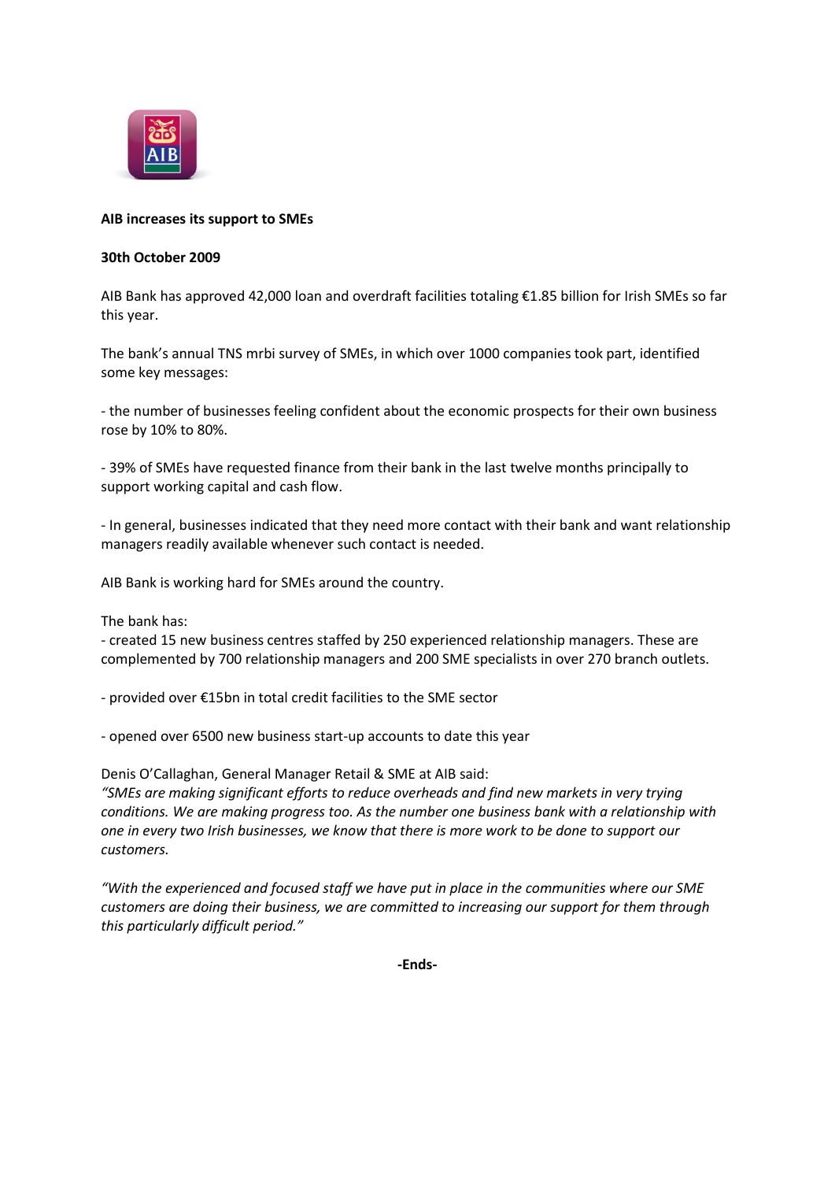**AIB increases its support to SMEs**

**30th October 2009**

AIB Bank has approved 42,000 loan and overdraft facilities totaling €1.85 billion for Irish SMEs so far this year.

The bank's annual TNS mrbi survey of SMEs, in which over 1000 companies took part, identified some key messages:

- the number of businesses feeling confident about the economic prospects for their own business rose by 10% to 80%.

- 39% of SMEs have requested finance from their bank in the last twelve months principally to support working capital and cash flow.

- In general, businesses indicated that they need more contact with their bank and want relationship managers readily available whenever such contact is needed.

AIB Bank is working hard for SMEs around the country.

The bank has:

- created 15 new business centres staffed by 250 experienced relationship managers. These are complemented by 700 relationship managers and 200 SME specialists in over 270 branch outlets.

- provided over €15bn in total credit facilities to the SME sector

- opened over 6500 new business start-up accounts to date this year

Denis O'Callaghan, General Manager Retail & SME at AIB said:
*"SMEs are making significant efforts to reduce overheads and find new markets in very trying conditions. We are making progress too. As the number one business bank with a relationship with one in every two Irish businesses, we know that there is more work to be done to support our customers.*

*"With the experienced and focused staff we have put in place in the communities where our SME customers are doing their business, we are committed to increasing our support for them through this particularly difficult period."*

**-Ends-**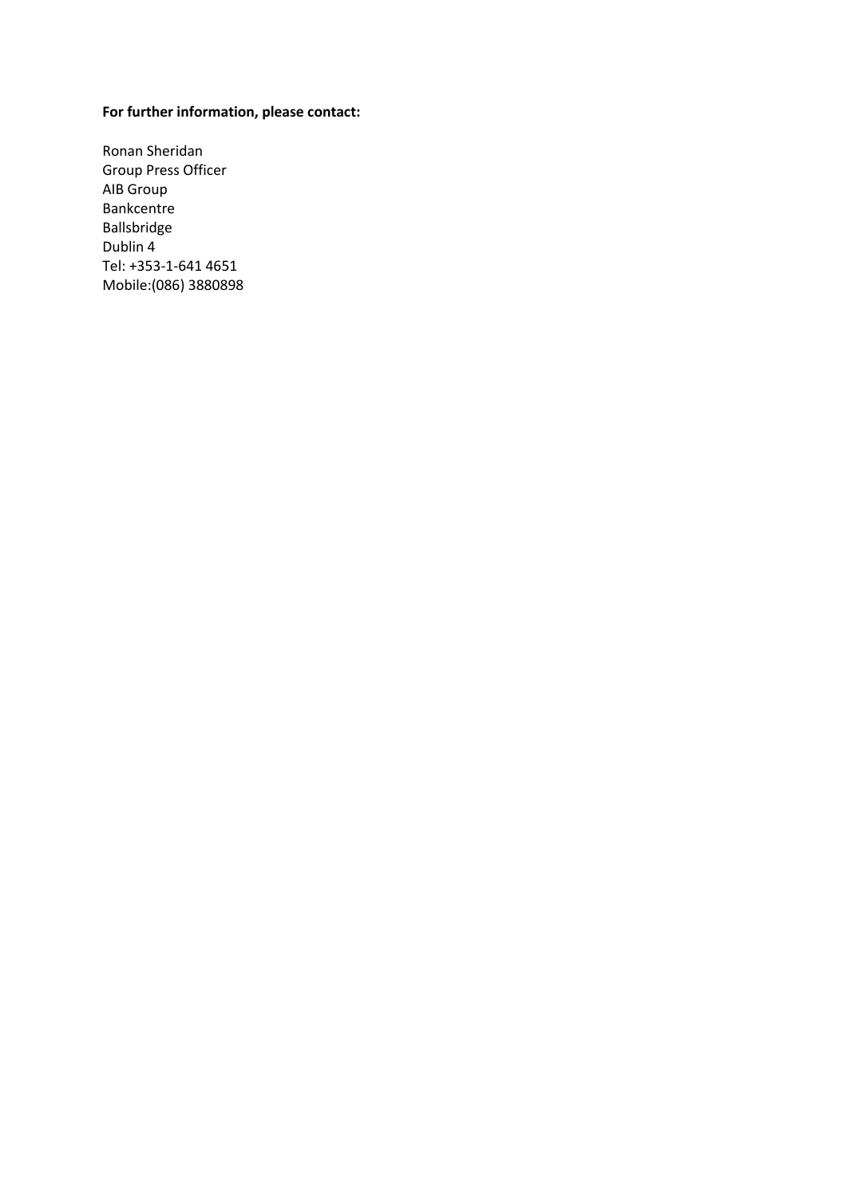**For further information, please contact:**

Ronan Sheridan
Group Press Officer
AIB Group
Bankcentre
Ballsbridge
Dublin 4
Tel: +353-1-641 4651
Mobile:(086) 3880898